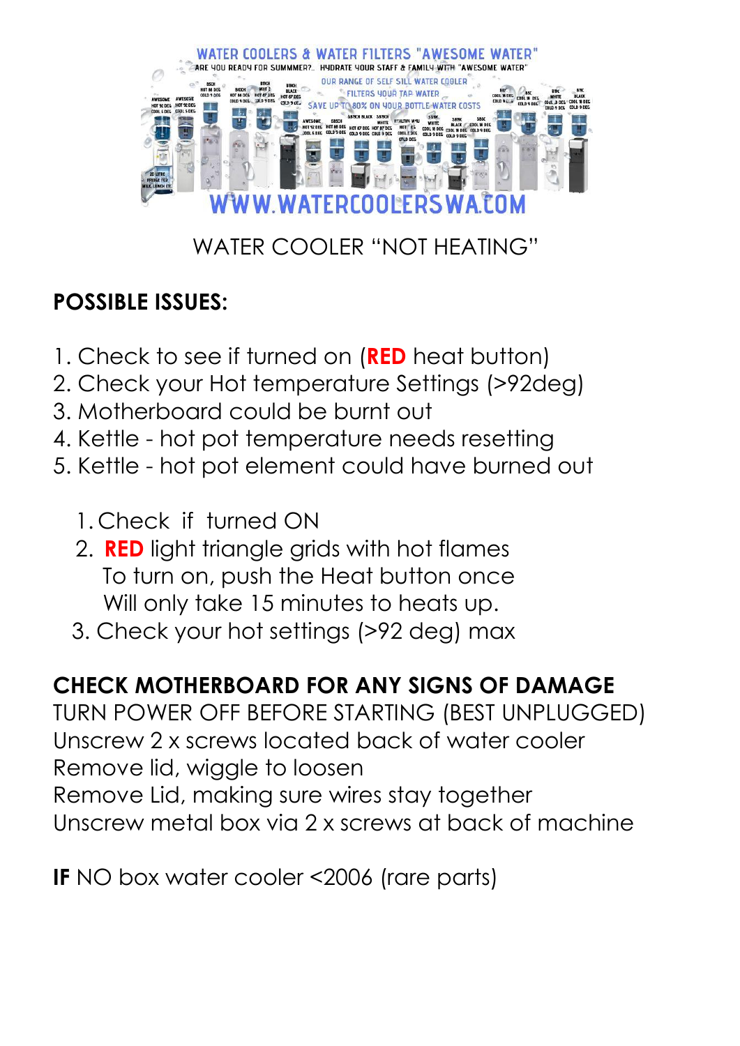WATER COOLER "NOT HEATING"

**POSSIBLE ISSUES:**

1. Check to see if turned on (**RED** heat button)
2. Check your Hot temperature Settings (>92deg)
3. Motherboard could be burnt out
4. Kettle - hot pot temperature needs resetting
5. Kettle - hot pot element could have burned out

1. Check if turned ON
2. **RED** light triangle grids with hot flames
   To turn on, push the Heat button once
   Will only take 15 minutes to heats up.
3. Check your hot settings (>92 deg) max

**CHECK MOTHERBOARD FOR ANY SIGNS OF DAMAGE**

TURN POWER OFF BEFORE STARTING (BEST UNPLUGGED)
Unscrew 2 x screws located back of water cooler
Remove lid, wiggle to loosen
Remove Lid, making sure wires stay together
Unscrew metal box via 2 x screws at back of machine

**IF** NO box water cooler <2006 (rare parts)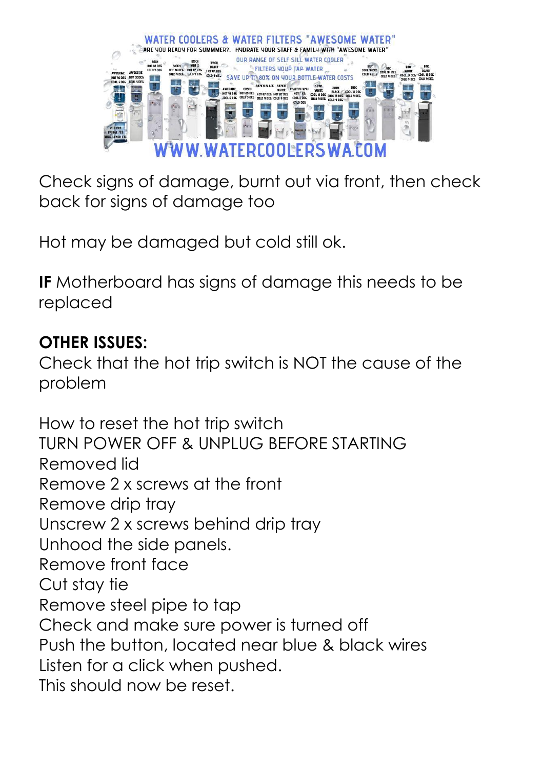Check signs of damage, burnt out via front, then check back for signs of damage too

Hot may be damaged but cold still ok.

**IF** Motherboard has signs of damage this needs to be replaced

**OTHER ISSUES:**

Check that the hot trip switch is NOT the cause of the problem

How to reset the hot trip switch

TURN POWER OFF & UNPLUG BEFORE STARTING

Removed lid

Remove 2 x screws at the front

Remove drip tray

Unscrew 2 x screws behind drip tray

Unhood the side panels.

Remove front face

Cut stay tie

Remove steel pipe to tap

Check and make sure power is turned off

Push the button, located near blue & black wires

Listen for a click when pushed.

This should now be reset.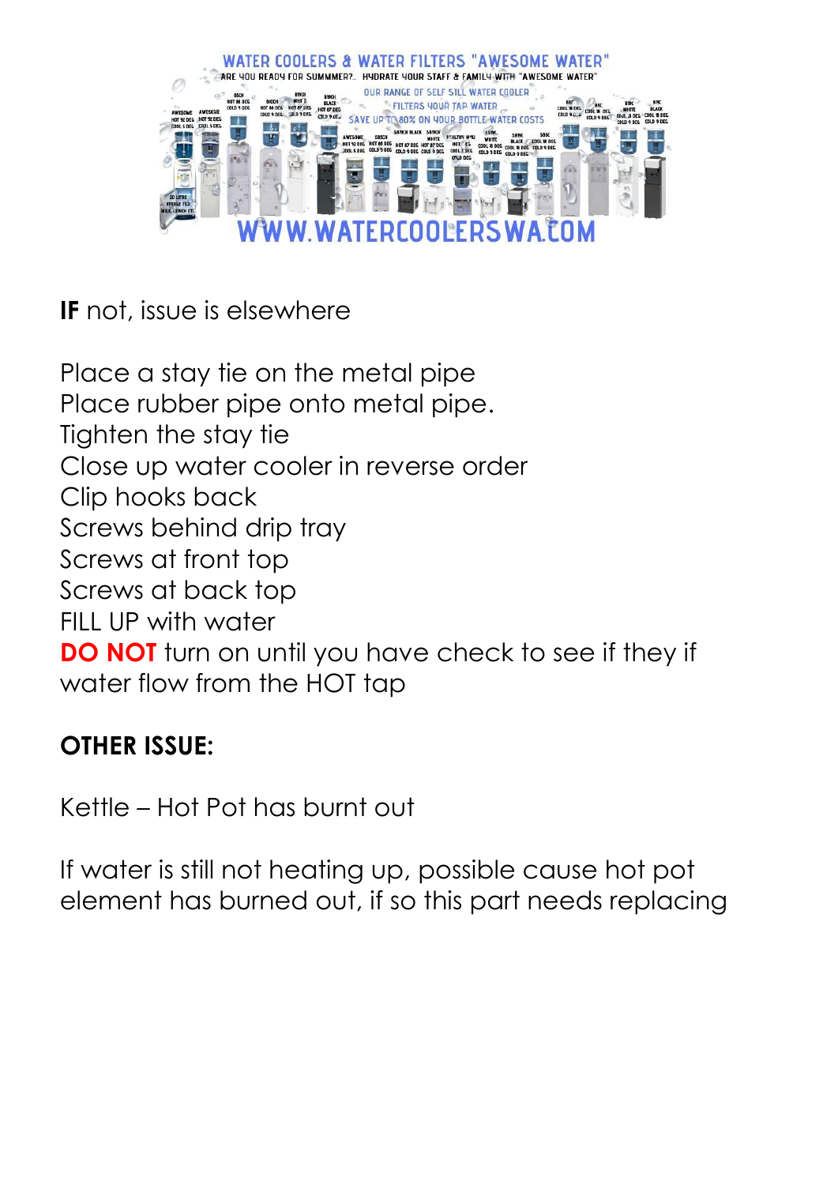**IF** not, issue is elsewhere

Place a stay tie on the metal pipe
Place rubber pipe onto metal pipe.
Tighten the stay tie
Close up water cooler in reverse order
Clip hooks back
Screws behind drip tray
Screws at front top
Screws at back top
FILL UP with water
**DO NOT** turn on until you have check to see if they if water flow from the HOT tap

**OTHER ISSUE:**

Kettle – Hot Pot has burnt out

If water is still not heating up, possible cause hot pot element has burned out, if so this part needs replacing